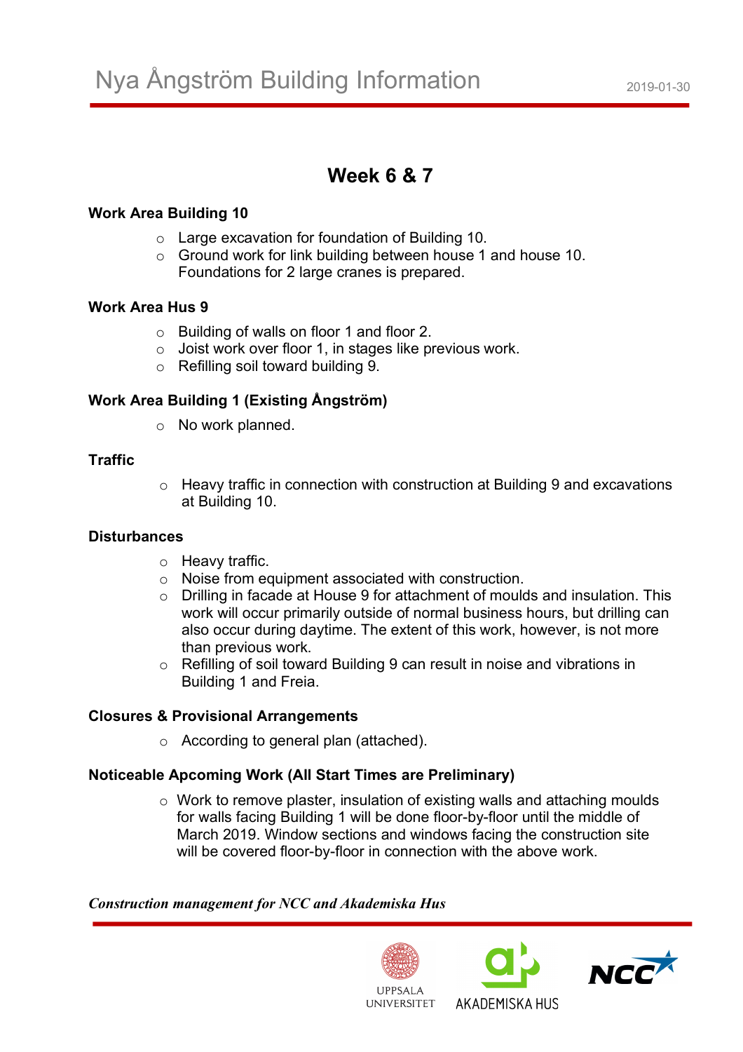# Nya Ångström Building Information

2019-01-30

## Week 6 & 7

### Work Area Building 10

- Large excavation for foundation of Building 10.
- Ground work for link building between house 1 and house 10. Foundations for 2 large cranes is prepared.

### Work Area Hus 9

- Building of walls on floor 1 and floor 2.
- Joist work over floor 1, in stages like previous work.
- Refilling soil toward building 9.

### Work Area Building 1 (Existing Ångström)

- No work planned.

### Traffic

- Heavy traffic in connection with construction at Building 9 and excavations at Building 10.

### Disturbances

- Heavy traffic.
- Noise from equipment associated with construction.
- Drilling in facade at House 9 for attachment of moulds and insulation. This work will occur primarily outside of normal business hours, but drilling can also occur during daytime. The extent of this work, however, is not more than previous work.
- Refilling of soil toward Building 9 can result in noise and vibrations in Building 1 and Freia.

### Closures & Provisional Arrangements

- According to general plan (attached).

### Noticeable Apcoming Work (All Start Times are Preliminary)

- Work to remove plaster, insulation of existing walls and attaching moulds for walls facing Building 1 will be done floor-by-floor until the middle of March 2019. Window sections and windows facing the construction site will be covered floor-by-floor in connection with the above work.

***Construction management for NCC and Akademiska Hus***

UPPSALA UNIVERSITET AKADEMISKA HUS NCC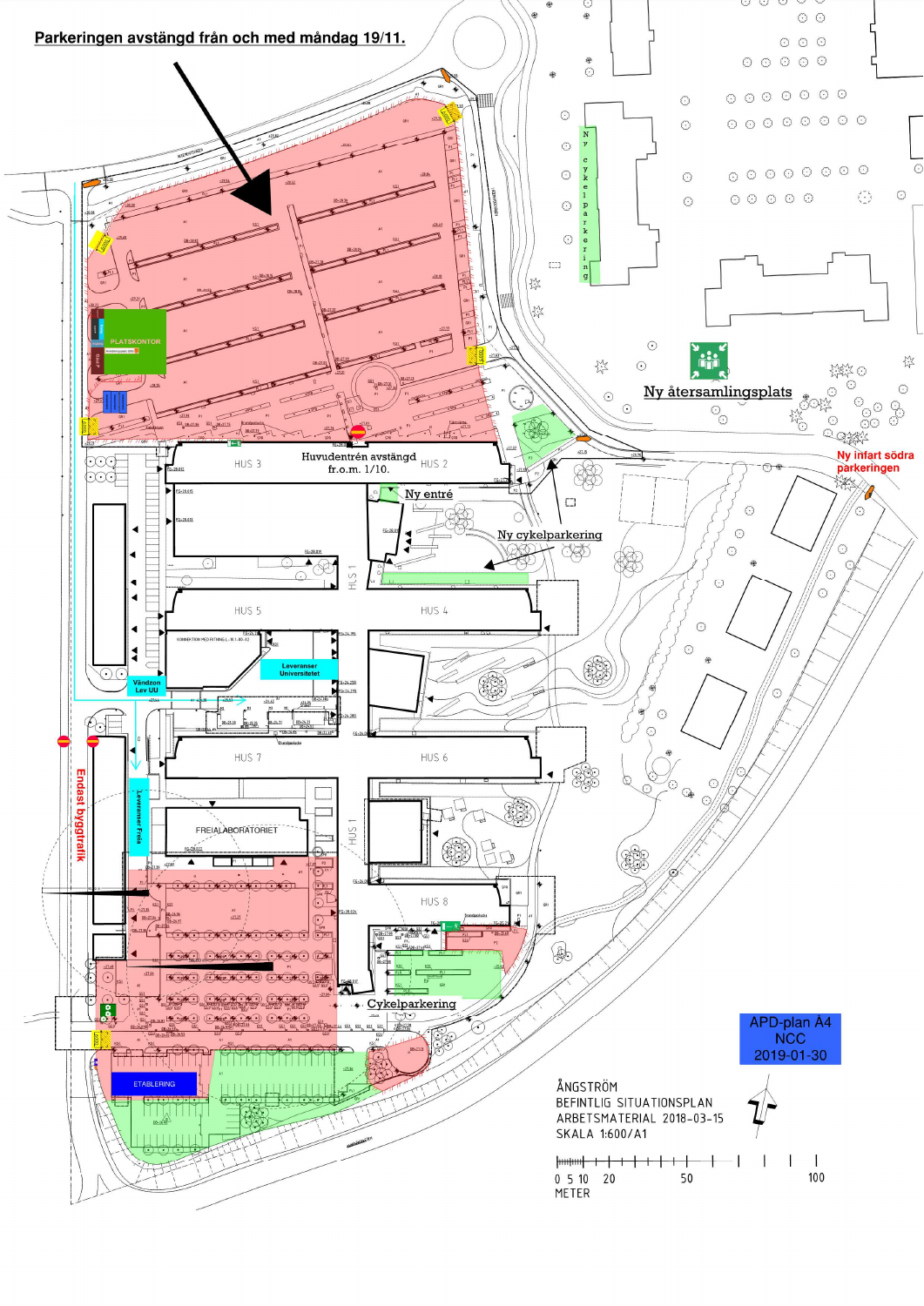**Parkeringen avstängd från och med måndag 19/11.**

PLATSKONTOR

HUS 3

Huvudentrén avstängd fr.o.m. 1/10.

HUS 2

Ny entré

Ny cykelparkering

Ny cykelparkering

Ny återsamlingsplats

Ny infart södra parkeringen

HUS 1

HUS 5

HUS 4

Leveranser Universitetet

Vändzon Lev UU

HUS 7

HUS 6

Endast byggtrafik

Leveranser Freja

FREIALABORATORIET

HUS 1

HUS 8

Cykelparkering

ETABLERING

APD-plan A4
NCC
2019-01-30

ÅNGSTRÖM
BEFINTLIG SITUATIONSPLAN
ARBETSMATERIAL 2018-03-15
SKALA 1:600/A1

0 5 10 20 50 100
METER